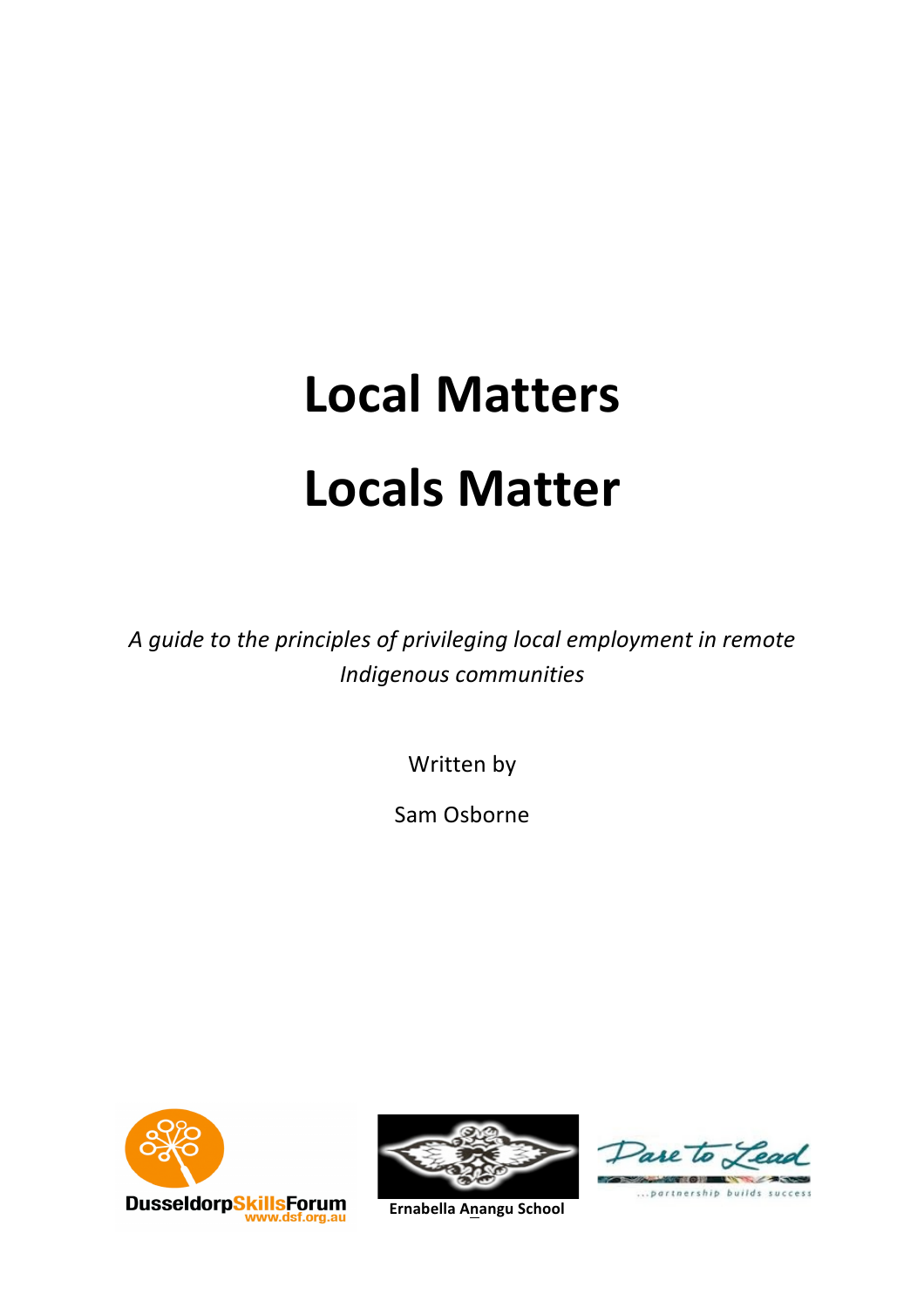# Local Matters

# Locals Matter

*A guide to the principles of privileging local employment in remote Indigenous communities*

Written by

Sam Osborne

DusseldorpSkillsForum
www.dsf.org.au

Ernabella Anangu School

Dare to Lead
...partnership builds success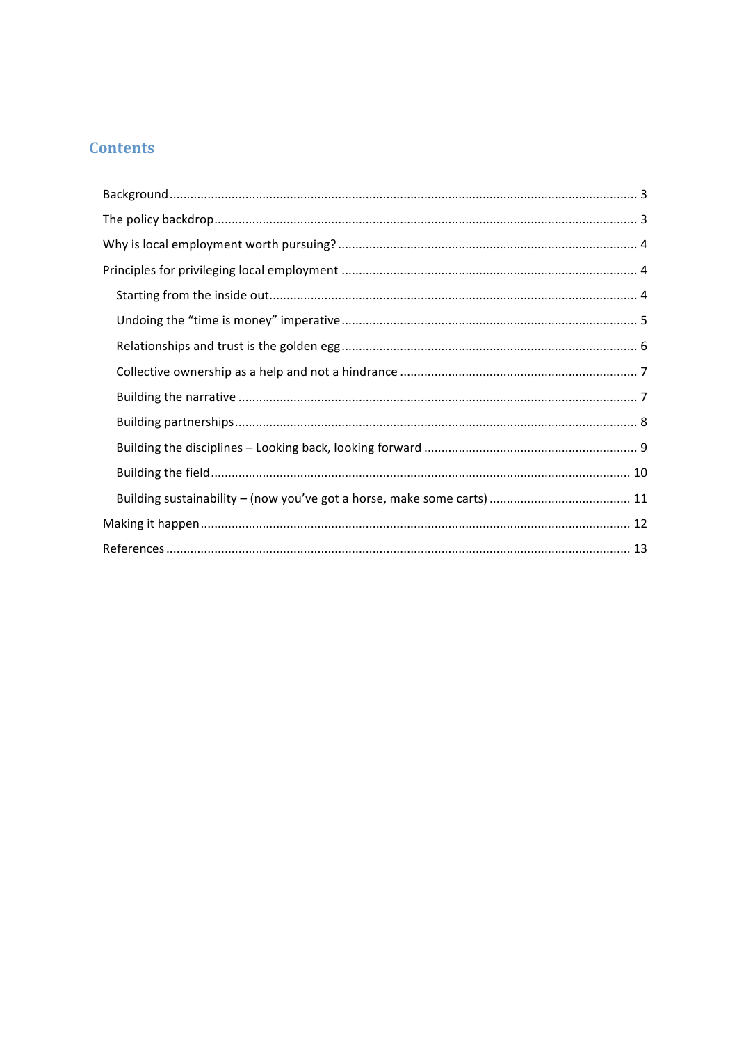## Contents

- Background ........ 3
- The policy backdrop ........ 3
- Why is local employment worth pursuing? ........ 4
- Principles for privileging local employment ........ 4
  - Starting from the inside out ........ 4
  - Undoing the "time is money" imperative ........ 5
  - Relationships and trust is the golden egg ........ 6
  - Collective ownership as a help and not a hindrance ........ 7
  - Building the narrative ........ 7
  - Building partnerships ........ 8
  - Building the disciplines – Looking back, looking forward ........ 9
  - Building the field ........ 10
  - Building sustainability – (now you've got a horse, make some carts) ........ 11
- Making it happen ........ 12
- References ........ 13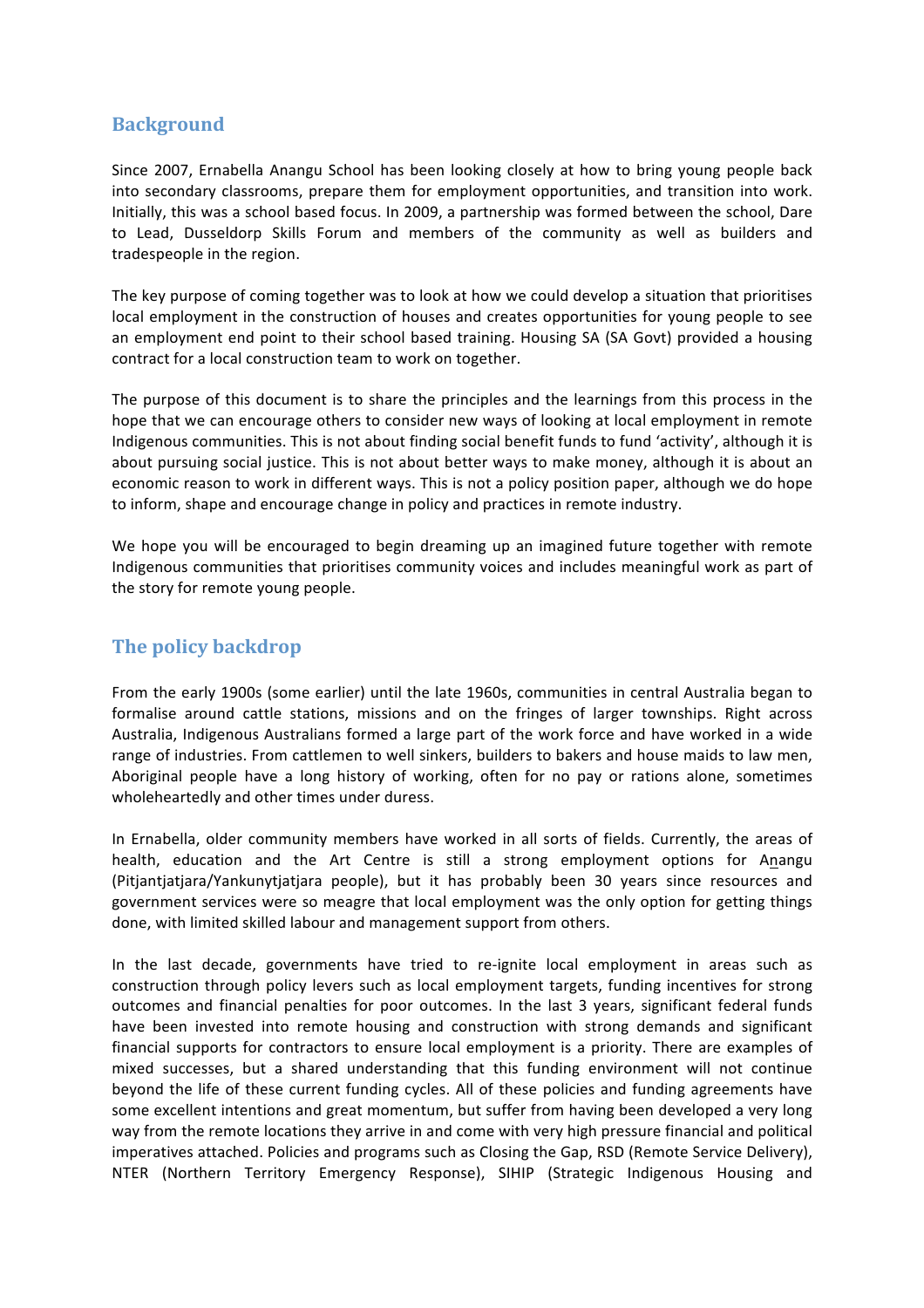## Background

Since 2007, Ernabella Anangu School has been looking closely at how to bring young people back into secondary classrooms, prepare them for employment opportunities, and transition into work. Initially, this was a school based focus. In 2009, a partnership was formed between the school, Dare to Lead, Dusseldorp Skills Forum and members of the community as well as builders and tradespeople in the region.

The key purpose of coming together was to look at how we could develop a situation that prioritises local employment in the construction of houses and creates opportunities for young people to see an employment end point to their school based training. Housing SA (SA Govt) provided a housing contract for a local construction team to work on together.

The purpose of this document is to share the principles and the learnings from this process in the hope that we can encourage others to consider new ways of looking at local employment in remote Indigenous communities. This is not about finding social benefit funds to fund 'activity', although it is about pursuing social justice. This is not about better ways to make money, although it is about an economic reason to work in different ways. This is not a policy position paper, although we do hope to inform, shape and encourage change in policy and practices in remote industry.

We hope you will be encouraged to begin dreaming up an imagined future together with remote Indigenous communities that prioritises community voices and includes meaningful work as part of the story for remote young people.

## The policy backdrop

From the early 1900s (some earlier) until the late 1960s, communities in central Australia began to formalise around cattle stations, missions and on the fringes of larger townships. Right across Australia, Indigenous Australians formed a large part of the work force and have worked in a wide range of industries. From cattlemen to well sinkers, builders to bakers and house maids to law men, Aboriginal people have a long history of working, often for no pay or rations alone, sometimes wholeheartedly and other times under duress.

In Ernabella, older community members have worked in all sorts of fields. Currently, the areas of health, education and the Art Centre is still a strong employment options for Anangu (Pitjantjatjara/Yankunytjatjara people), but it has probably been 30 years since resources and government services were so meagre that local employment was the only option for getting things done, with limited skilled labour and management support from others.

In the last decade, governments have tried to re-ignite local employment in areas such as construction through policy levers such as local employment targets, funding incentives for strong outcomes and financial penalties for poor outcomes. In the last 3 years, significant federal funds have been invested into remote housing and construction with strong demands and significant financial supports for contractors to ensure local employment is a priority. There are examples of mixed successes, but a shared understanding that this funding environment will not continue beyond the life of these current funding cycles. All of these policies and funding agreements have some excellent intentions and great momentum, but suffer from having been developed a very long way from the remote locations they arrive in and come with very high pressure financial and political imperatives attached. Policies and programs such as Closing the Gap, RSD (Remote Service Delivery), NTER (Northern Territory Emergency Response), SIHIP (Strategic Indigenous Housing and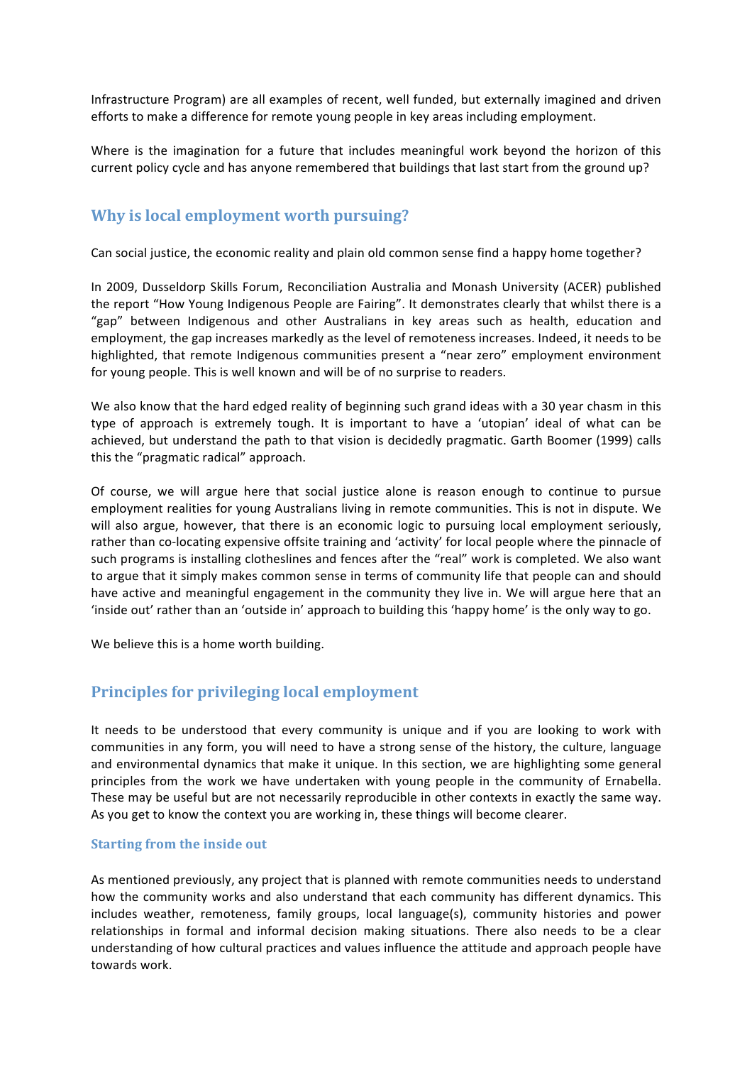Infrastructure Program) are all examples of recent, well funded, but externally imagined and driven efforts to make a difference for remote young people in key areas including employment.

Where is the imagination for a future that includes meaningful work beyond the horizon of this current policy cycle and has anyone remembered that buildings that last start from the ground up?

## Why is local employment worth pursuing?

Can social justice, the economic reality and plain old common sense find a happy home together?

In 2009, Dusseldorp Skills Forum, Reconciliation Australia and Monash University (ACER) published the report "How Young Indigenous People are Fairing". It demonstrates clearly that whilst there is a "gap" between Indigenous and other Australians in key areas such as health, education and employment, the gap increases markedly as the level of remoteness increases. Indeed, it needs to be highlighted, that remote Indigenous communities present a "near zero" employment environment for young people. This is well known and will be of no surprise to readers.

We also know that the hard edged reality of beginning such grand ideas with a 30 year chasm in this type of approach is extremely tough. It is important to have a 'utopian' ideal of what can be achieved, but understand the path to that vision is decidedly pragmatic. Garth Boomer (1999) calls this the "pragmatic radical" approach.

Of course, we will argue here that social justice alone is reason enough to continue to pursue employment realities for young Australians living in remote communities. This is not in dispute. We will also argue, however, that there is an economic logic to pursuing local employment seriously, rather than co-locating expensive offsite training and 'activity' for local people where the pinnacle of such programs is installing clotheslines and fences after the "real" work is completed. We also want to argue that it simply makes common sense in terms of community life that people can and should have active and meaningful engagement in the community they live in. We will argue here that an 'inside out' rather than an 'outside in' approach to building this 'happy home' is the only way to go.

We believe this is a home worth building.

## Principles for privileging local employment

It needs to be understood that every community is unique and if you are looking to work with communities in any form, you will need to have a strong sense of the history, the culture, language and environmental dynamics that make it unique. In this section, we are highlighting some general principles from the work we have undertaken with young people in the community of Ernabella. These may be useful but are not necessarily reproducible in other contexts in exactly the same way. As you get to know the context you are working in, these things will become clearer.

### Starting from the inside out

As mentioned previously, any project that is planned with remote communities needs to understand how the community works and also understand that each community has different dynamics. This includes weather, remoteness, family groups, local language(s), community histories and power relationships in formal and informal decision making situations. There also needs to be a clear understanding of how cultural practices and values influence the attitude and approach people have towards work.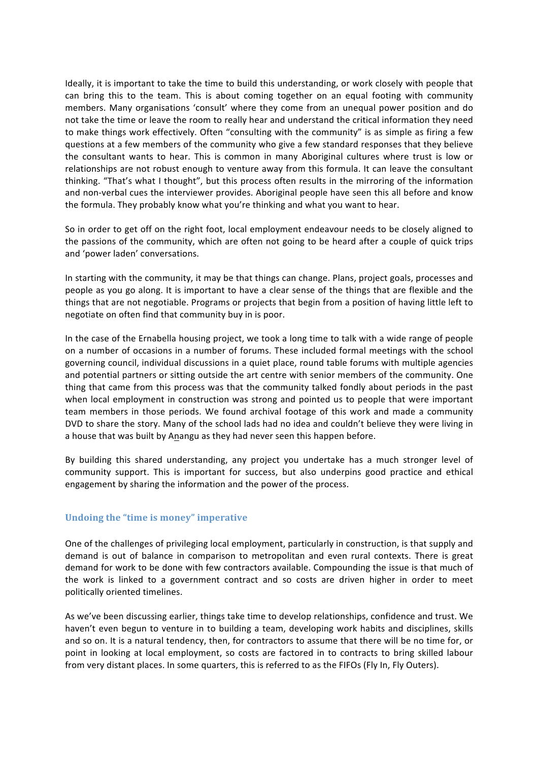Ideally, it is important to take the time to build this understanding, or work closely with people that can bring this to the team. This is about coming together on an equal footing with community members. Many organisations 'consult' where they come from an unequal power position and do not take the time or leave the room to really hear and understand the critical information they need to make things work effectively. Often "consulting with the community" is as simple as firing a few questions at a few members of the community who give a few standard responses that they believe the consultant wants to hear. This is common in many Aboriginal cultures where trust is low or relationships are not robust enough to venture away from this formula. It can leave the consultant thinking. "That's what I thought", but this process often results in the mirroring of the information and non-verbal cues the interviewer provides. Aboriginal people have seen this all before and know the formula. They probably know what you're thinking and what you want to hear.

So in order to get off on the right foot, local employment endeavour needs to be closely aligned to the passions of the community, which are often not going to be heard after a couple of quick trips and 'power laden' conversations.

In starting with the community, it may be that things can change. Plans, project goals, processes and people as you go along. It is important to have a clear sense of the things that are flexible and the things that are not negotiable. Programs or projects that begin from a position of having little left to negotiate on often find that community buy in is poor.

In the case of the Ernabella housing project, we took a long time to talk with a wide range of people on a number of occasions in a number of forums. These included formal meetings with the school governing council, individual discussions in a quiet place, round table forums with multiple agencies and potential partners or sitting outside the art centre with senior members of the community. One thing that came from this process was that the community talked fondly about periods in the past when local employment in construction was strong and pointed us to people that were important team members in those periods. We found archival footage of this work and made a community DVD to share the story. Many of the school lads had no idea and couldn't believe they were living in a house that was built by Aṉangu as they had never seen this happen before.

By building this shared understanding, any project you undertake has a much stronger level of community support. This is important for success, but also underpins good practice and ethical engagement by sharing the information and the power of the process.

## Undoing the "time is money" imperative

One of the challenges of privileging local employment, particularly in construction, is that supply and demand is out of balance in comparison to metropolitan and even rural contexts. There is great demand for work to be done with few contractors available. Compounding the issue is that much of the work is linked to a government contract and so costs are driven higher in order to meet politically oriented timelines.

As we've been discussing earlier, things take time to develop relationships, confidence and trust. We haven't even begun to venture in to building a team, developing work habits and disciplines, skills and so on. It is a natural tendency, then, for contractors to assume that there will be no time for, or point in looking at local employment, so costs are factored in to contracts to bring skilled labour from very distant places. In some quarters, this is referred to as the FIFOs (Fly In, Fly Outers).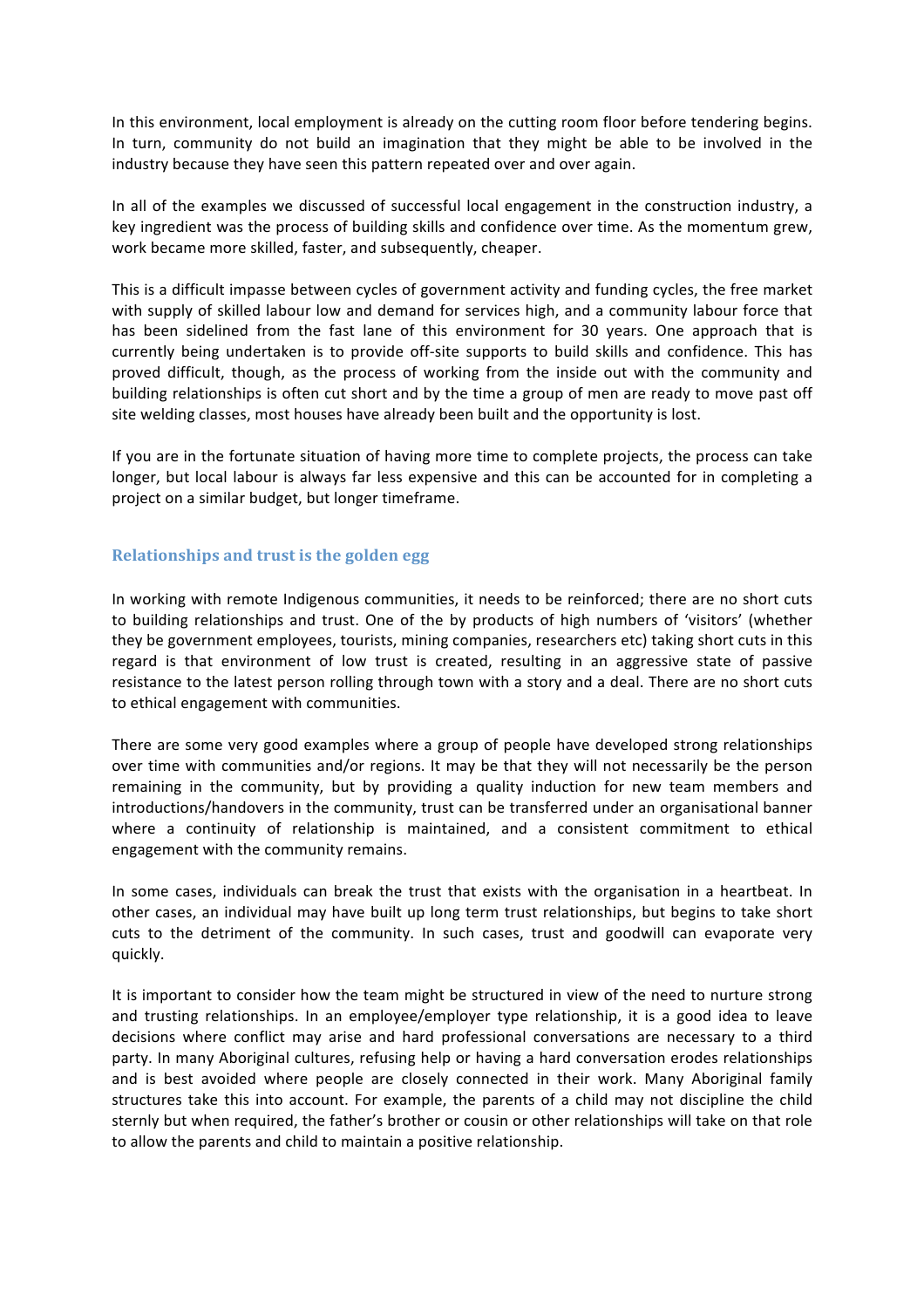In this environment, local employment is already on the cutting room floor before tendering begins. In turn, community do not build an imagination that they might be able to be involved in the industry because they have seen this pattern repeated over and over again.

In all of the examples we discussed of successful local engagement in the construction industry, a key ingredient was the process of building skills and confidence over time. As the momentum grew, work became more skilled, faster, and subsequently, cheaper.

This is a difficult impasse between cycles of government activity and funding cycles, the free market with supply of skilled labour low and demand for services high, and a community labour force that has been sidelined from the fast lane of this environment for 30 years. One approach that is currently being undertaken is to provide off-site supports to build skills and confidence. This has proved difficult, though, as the process of working from the inside out with the community and building relationships is often cut short and by the time a group of men are ready to move past off site welding classes, most houses have already been built and the opportunity is lost.

If you are in the fortunate situation of having more time to complete projects, the process can take longer, but local labour is always far less expensive and this can be accounted for in completing a project on a similar budget, but longer timeframe.

## Relationships and trust is the golden egg

In working with remote Indigenous communities, it needs to be reinforced; there are no short cuts to building relationships and trust. One of the by products of high numbers of 'visitors' (whether they be government employees, tourists, mining companies, researchers etc) taking short cuts in this regard is that environment of low trust is created, resulting in an aggressive state of passive resistance to the latest person rolling through town with a story and a deal. There are no short cuts to ethical engagement with communities.

There are some very good examples where a group of people have developed strong relationships over time with communities and/or regions. It may be that they will not necessarily be the person remaining in the community, but by providing a quality induction for new team members and introductions/handovers in the community, trust can be transferred under an organisational banner where a continuity of relationship is maintained, and a consistent commitment to ethical engagement with the community remains.

In some cases, individuals can break the trust that exists with the organisation in a heartbeat. In other cases, an individual may have built up long term trust relationships, but begins to take short cuts to the detriment of the community. In such cases, trust and goodwill can evaporate very quickly.

It is important to consider how the team might be structured in view of the need to nurture strong and trusting relationships. In an employee/employer type relationship, it is a good idea to leave decisions where conflict may arise and hard professional conversations are necessary to a third party. In many Aboriginal cultures, refusing help or having a hard conversation erodes relationships and is best avoided where people are closely connected in their work. Many Aboriginal family structures take this into account. For example, the parents of a child may not discipline the child sternly but when required, the father's brother or cousin or other relationships will take on that role to allow the parents and child to maintain a positive relationship.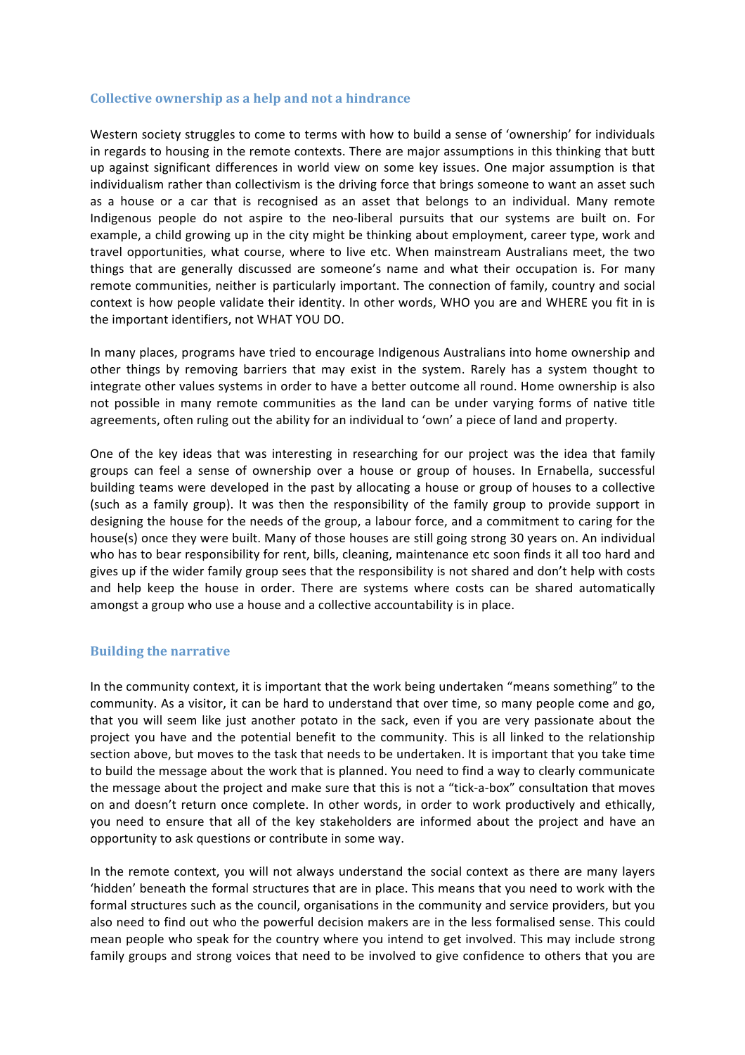## Collective ownership as a help and not a hindrance

Western society struggles to come to terms with how to build a sense of 'ownership' for individuals in regards to housing in the remote contexts. There are major assumptions in this thinking that butt up against significant differences in world view on some key issues. One major assumption is that individualism rather than collectivism is the driving force that brings someone to want an asset such as a house or a car that is recognised as an asset that belongs to an individual. Many remote Indigenous people do not aspire to the neo-liberal pursuits that our systems are built on. For example, a child growing up in the city might be thinking about employment, career type, work and travel opportunities, what course, where to live etc. When mainstream Australians meet, the two things that are generally discussed are someone's name and what their occupation is. For many remote communities, neither is particularly important. The connection of family, country and social context is how people validate their identity. In other words, WHO you are and WHERE you fit in is the important identifiers, not WHAT YOU DO.

In many places, programs have tried to encourage Indigenous Australians into home ownership and other things by removing barriers that may exist in the system. Rarely has a system thought to integrate other values systems in order to have a better outcome all round. Home ownership is also not possible in many remote communities as the land can be under varying forms of native title agreements, often ruling out the ability for an individual to 'own' a piece of land and property.

One of the key ideas that was interesting in researching for our project was the idea that family groups can feel a sense of ownership over a house or group of houses. In Ernabella, successful building teams were developed in the past by allocating a house or group of houses to a collective (such as a family group). It was then the responsibility of the family group to provide support in designing the house for the needs of the group, a labour force, and a commitment to caring for the house(s) once they were built. Many of those houses are still going strong 30 years on. An individual who has to bear responsibility for rent, bills, cleaning, maintenance etc soon finds it all too hard and gives up if the wider family group sees that the responsibility is not shared and don't help with costs and help keep the house in order. There are systems where costs can be shared automatically amongst a group who use a house and a collective accountability is in place.

## Building the narrative

In the community context, it is important that the work being undertaken "means something" to the community. As a visitor, it can be hard to understand that over time, so many people come and go, that you will seem like just another potato in the sack, even if you are very passionate about the project you have and the potential benefit to the community. This is all linked to the relationship section above, but moves to the task that needs to be undertaken. It is important that you take time to build the message about the work that is planned. You need to find a way to clearly communicate the message about the project and make sure that this is not a "tick-a-box" consultation that moves on and doesn't return once complete. In other words, in order to work productively and ethically, you need to ensure that all of the key stakeholders are informed about the project and have an opportunity to ask questions or contribute in some way.

In the remote context, you will not always understand the social context as there are many layers 'hidden' beneath the formal structures that are in place. This means that you need to work with the formal structures such as the council, organisations in the community and service providers, but you also need to find out who the powerful decision makers are in the less formalised sense. This could mean people who speak for the country where you intend to get involved. This may include strong family groups and strong voices that need to be involved to give confidence to others that you are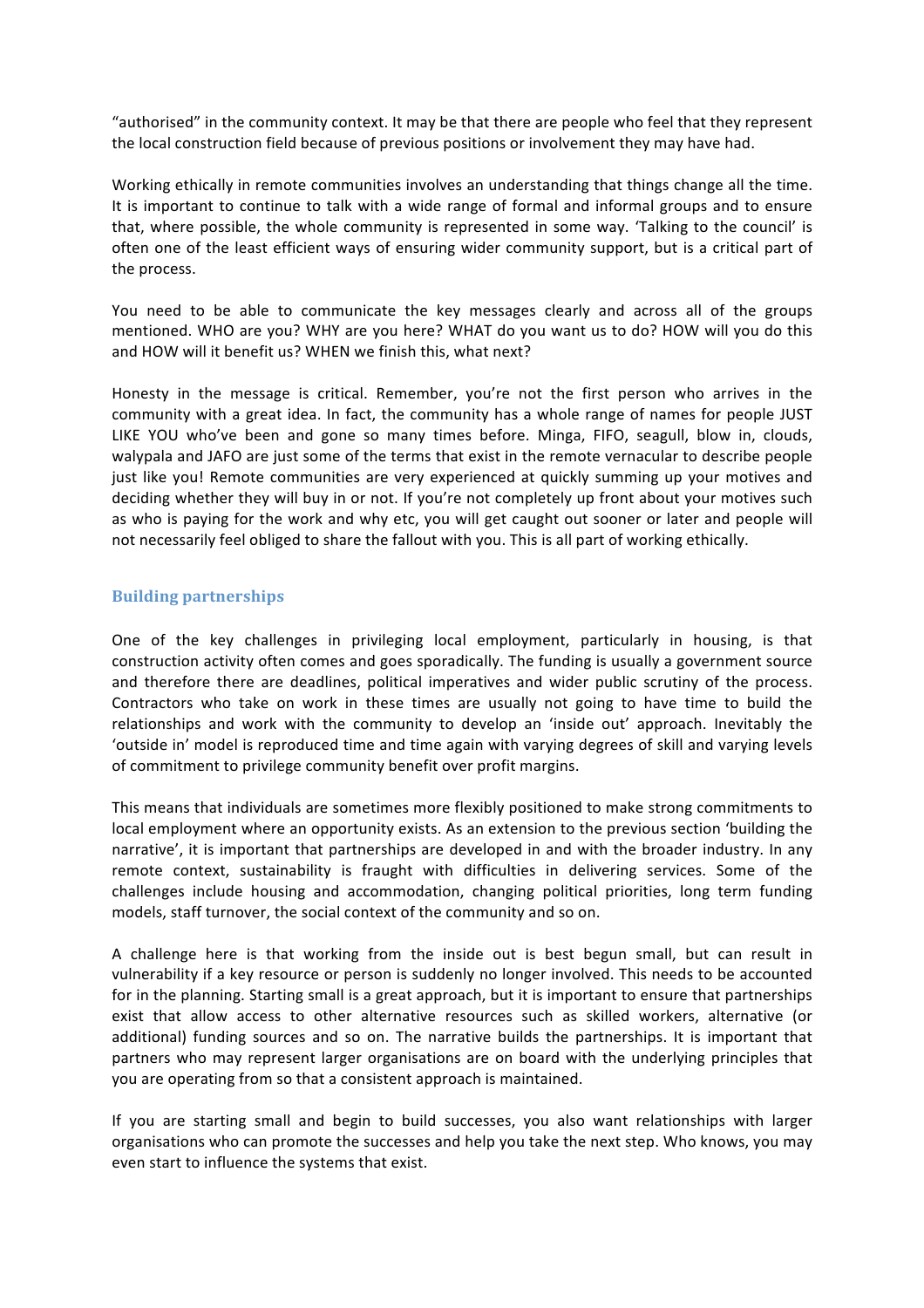“authorised” in the community context. It may be that there are people who feel that they represent the local construction field because of previous positions or involvement they may have had.

Working ethically in remote communities involves an understanding that things change all the time. It is important to continue to talk with a wide range of formal and informal groups and to ensure that, where possible, the whole community is represented in some way. ‘Talking to the council’ is often one of the least efficient ways of ensuring wider community support, but is a critical part of the process.

You need to be able to communicate the key messages clearly and across all of the groups mentioned. WHO are you? WHY are you here? WHAT do you want us to do? HOW will you do this and HOW will it benefit us? WHEN we finish this, what next?

Honesty in the message is critical. Remember, you’re not the first person who arrives in the community with a great idea. In fact, the community has a whole range of names for people JUST LIKE YOU who’ve been and gone so many times before. Minga, FIFO, seagull, blow in, clouds, walypala and JAFO are just some of the terms that exist in the remote vernacular to describe people just like you! Remote communities are very experienced at quickly summing up your motives and deciding whether they will buy in or not. If you’re not completely up front about your motives such as who is paying for the work and why etc, you will get caught out sooner or later and people will not necessarily feel obliged to share the fallout with you. This is all part of working ethically.

## Building partnerships

One of the key challenges in privileging local employment, particularly in housing, is that construction activity often comes and goes sporadically. The funding is usually a government source and therefore there are deadlines, political imperatives and wider public scrutiny of the process. Contractors who take on work in these times are usually not going to have time to build the relationships and work with the community to develop an ‘inside out’ approach. Inevitably the ‘outside in’ model is reproduced time and time again with varying degrees of skill and varying levels of commitment to privilege community benefit over profit margins.

This means that individuals are sometimes more flexibly positioned to make strong commitments to local employment where an opportunity exists. As an extension to the previous section ‘building the narrative’, it is important that partnerships are developed in and with the broader industry. In any remote context, sustainability is fraught with difficulties in delivering services. Some of the challenges include housing and accommodation, changing political priorities, long term funding models, staff turnover, the social context of the community and so on.

A challenge here is that working from the inside out is best begun small, but can result in vulnerability if a key resource or person is suddenly no longer involved. This needs to be accounted for in the planning. Starting small is a great approach, but it is important to ensure that partnerships exist that allow access to other alternative resources such as skilled workers, alternative (or additional) funding sources and so on. The narrative builds the partnerships. It is important that partners who may represent larger organisations are on board with the underlying principles that you are operating from so that a consistent approach is maintained.

If you are starting small and begin to build successes, you also want relationships with larger organisations who can promote the successes and help you take the next step. Who knows, you may even start to influence the systems that exist.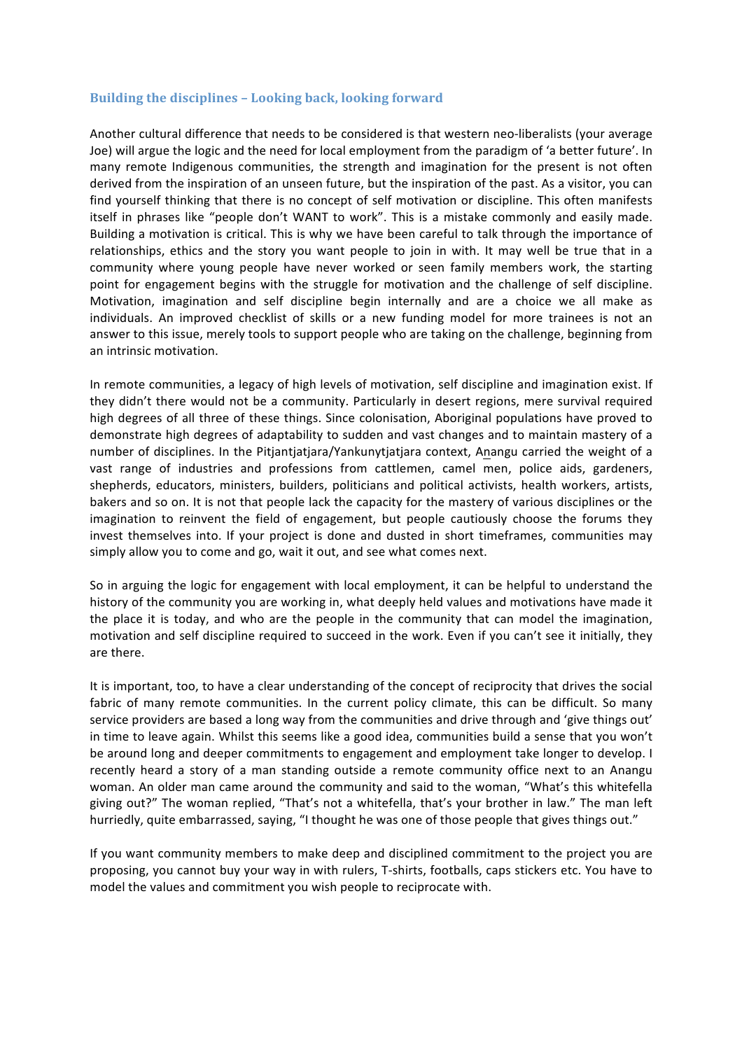## Building the disciplines – Looking back, looking forward

Another cultural difference that needs to be considered is that western neo-liberalists (your average Joe) will argue the logic and the need for local employment from the paradigm of 'a better future'. In many remote Indigenous communities, the strength and imagination for the present is not often derived from the inspiration of an unseen future, but the inspiration of the past. As a visitor, you can find yourself thinking that there is no concept of self motivation or discipline. This often manifests itself in phrases like "people don't WANT to work". This is a mistake commonly and easily made. Building a motivation is critical. This is why we have been careful to talk through the importance of relationships, ethics and the story you want people to join in with. It may well be true that in a community where young people have never worked or seen family members work, the starting point for engagement begins with the struggle for motivation and the challenge of self discipline. Motivation, imagination and self discipline begin internally and are a choice we all make as individuals. An improved checklist of skills or a new funding model for more trainees is not an answer to this issue, merely tools to support people who are taking on the challenge, beginning from an intrinsic motivation.

In remote communities, a legacy of high levels of motivation, self discipline and imagination exist. If they didn't there would not be a community. Particularly in desert regions, mere survival required high degrees of all three of these things. Since colonisation, Aboriginal populations have proved to demonstrate high degrees of adaptability to sudden and vast changes and to maintain mastery of a number of disciplines. In the Pitjantjatjara/Yankunytjatjara context, A<u>n</u>angu carried the weight of a vast range of industries and professions from cattlemen, camel men, police aids, gardeners, shepherds, educators, ministers, builders, politicians and political activists, health workers, artists, bakers and so on. It is not that people lack the capacity for the mastery of various disciplines or the imagination to reinvent the field of engagement, but people cautiously choose the forums they invest themselves into. If your project is done and dusted in short timeframes, communities may simply allow you to come and go, wait it out, and see what comes next.

So in arguing the logic for engagement with local employment, it can be helpful to understand the history of the community you are working in, what deeply held values and motivations have made it the place it is today, and who are the people in the community that can model the imagination, motivation and self discipline required to succeed in the work. Even if you can't see it initially, they are there.

It is important, too, to have a clear understanding of the concept of reciprocity that drives the social fabric of many remote communities. In the current policy climate, this can be difficult. So many service providers are based a long way from the communities and drive through and 'give things out' in time to leave again. Whilst this seems like a good idea, communities build a sense that you won't be around long and deeper commitments to engagement and employment take longer to develop. I recently heard a story of a man standing outside a remote community office next to an Anangu woman. An older man came around the community and said to the woman, "What's this whitefella giving out?" The woman replied, "That's not a whitefella, that's your brother in law." The man left hurriedly, quite embarrassed, saying, "I thought he was one of those people that gives things out."

If you want community members to make deep and disciplined commitment to the project you are proposing, you cannot buy your way in with rulers, T-shirts, footballs, caps stickers etc. You have to model the values and commitment you wish people to reciprocate with.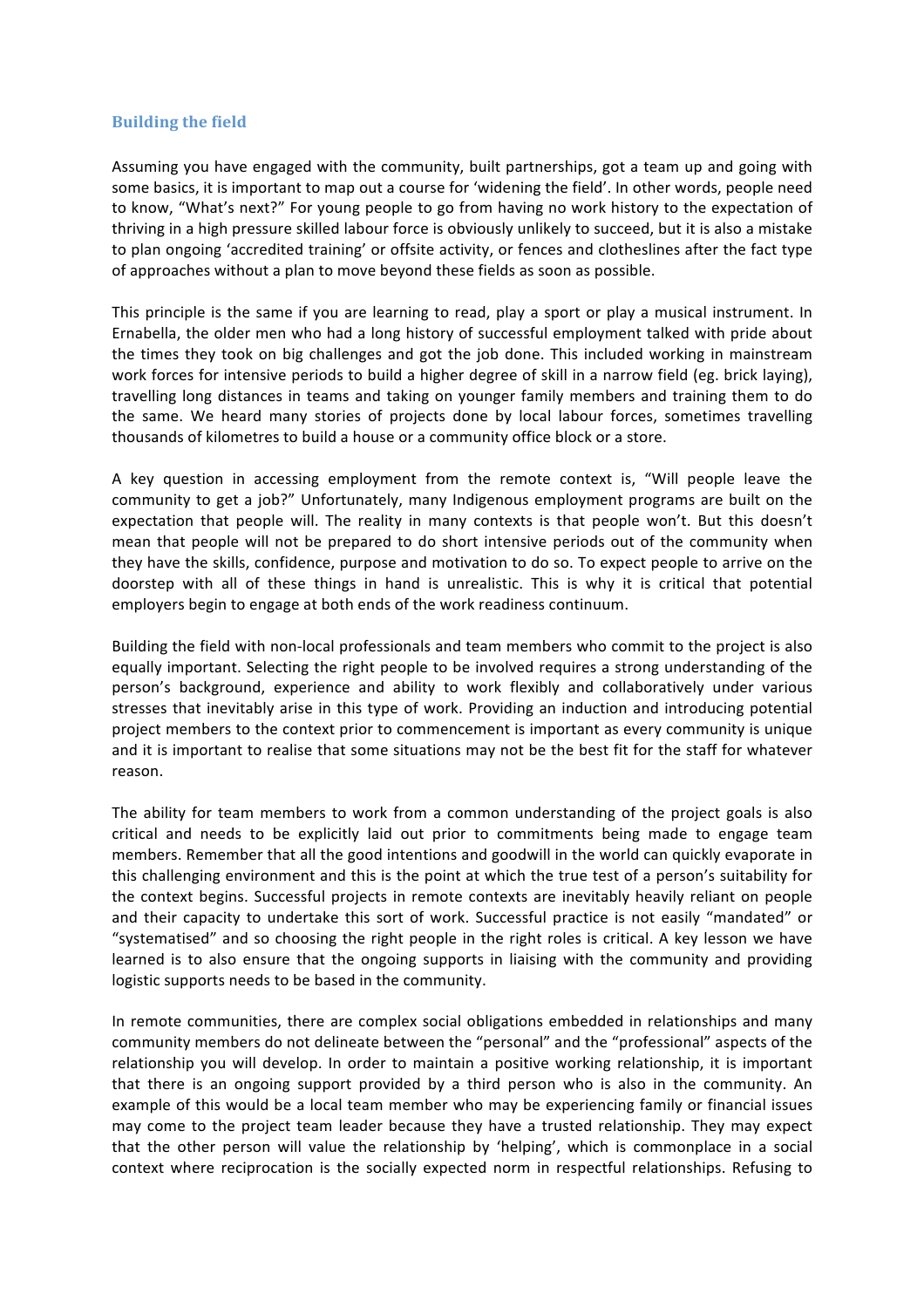## Building the field

Assuming you have engaged with the community, built partnerships, got a team up and going with some basics, it is important to map out a course for 'widening the field'. In other words, people need to know, "What's next?" For young people to go from having no work history to the expectation of thriving in a high pressure skilled labour force is obviously unlikely to succeed, but it is also a mistake to plan ongoing 'accredited training' or offsite activity, or fences and clotheslines after the fact type of approaches without a plan to move beyond these fields as soon as possible.

This principle is the same if you are learning to read, play a sport or play a musical instrument. In Ernabella, the older men who had a long history of successful employment talked with pride about the times they took on big challenges and got the job done. This included working in mainstream work forces for intensive periods to build a higher degree of skill in a narrow field (eg. brick laying), travelling long distances in teams and taking on younger family members and training them to do the same. We heard many stories of projects done by local labour forces, sometimes travelling thousands of kilometres to build a house or a community office block or a store.

A key question in accessing employment from the remote context is, "Will people leave the community to get a job?" Unfortunately, many Indigenous employment programs are built on the expectation that people will. The reality in many contexts is that people won't. But this doesn't mean that people will not be prepared to do short intensive periods out of the community when they have the skills, confidence, purpose and motivation to do so. To expect people to arrive on the doorstep with all of these things in hand is unrealistic. This is why it is critical that potential employers begin to engage at both ends of the work readiness continuum.

Building the field with non-local professionals and team members who commit to the project is also equally important. Selecting the right people to be involved requires a strong understanding of the person's background, experience and ability to work flexibly and collaboratively under various stresses that inevitably arise in this type of work. Providing an induction and introducing potential project members to the context prior to commencement is important as every community is unique and it is important to realise that some situations may not be the best fit for the staff for whatever reason.

The ability for team members to work from a common understanding of the project goals is also critical and needs to be explicitly laid out prior to commitments being made to engage team members. Remember that all the good intentions and goodwill in the world can quickly evaporate in this challenging environment and this is the point at which the true test of a person's suitability for the context begins. Successful projects in remote contexts are inevitably heavily reliant on people and their capacity to undertake this sort of work. Successful practice is not easily "mandated" or "systematised" and so choosing the right people in the right roles is critical. A key lesson we have learned is to also ensure that the ongoing supports in liaising with the community and providing logistic supports needs to be based in the community.

In remote communities, there are complex social obligations embedded in relationships and many community members do not delineate between the "personal" and the "professional" aspects of the relationship you will develop. In order to maintain a positive working relationship, it is important that there is an ongoing support provided by a third person who is also in the community. An example of this would be a local team member who may be experiencing family or financial issues may come to the project team leader because they have a trusted relationship. They may expect that the other person will value the relationship by 'helping', which is commonplace in a social context where reciprocation is the socially expected norm in respectful relationships. Refusing to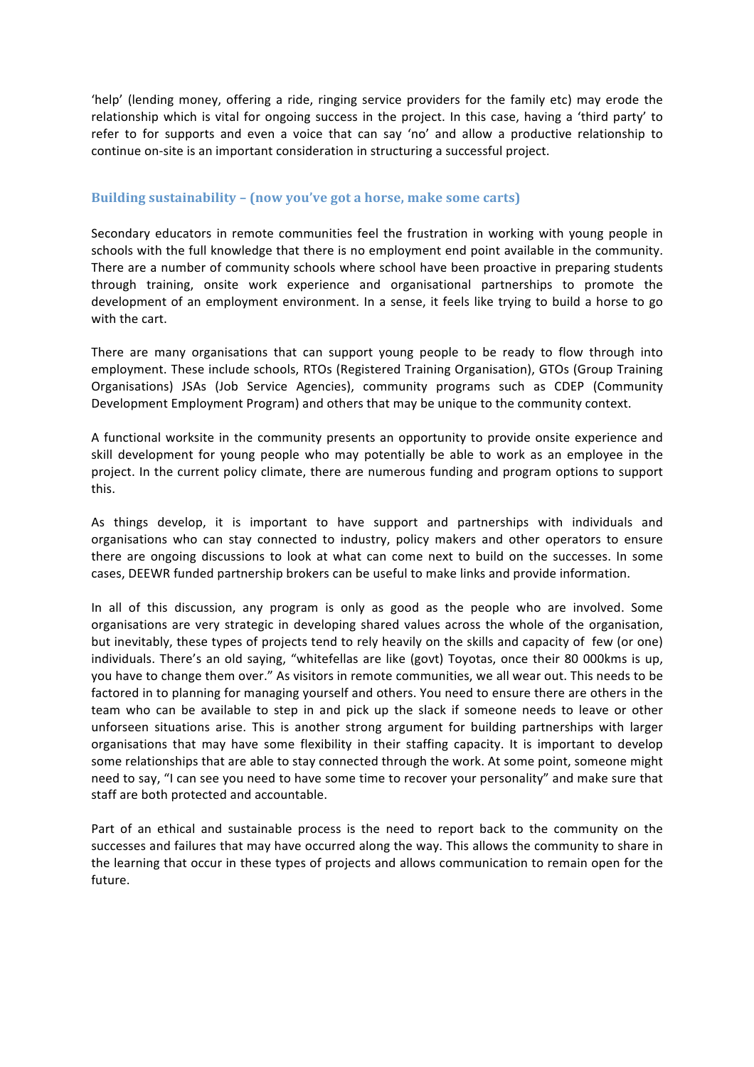'help' (lending money, offering a ride, ringing service providers for the family etc) may erode the relationship which is vital for ongoing success in the project. In this case, having a 'third party' to refer to for supports and even a voice that can say 'no' and allow a productive relationship to continue on-site is an important consideration in structuring a successful project.

### Building sustainability – (now you've got a horse, make some carts)

Secondary educators in remote communities feel the frustration in working with young people in schools with the full knowledge that there is no employment end point available in the community. There are a number of community schools where school have been proactive in preparing students through training, onsite work experience and organisational partnerships to promote the development of an employment environment. In a sense, it feels like trying to build a horse to go with the cart.

There are many organisations that can support young people to be ready to flow through into employment. These include schools, RTOs (Registered Training Organisation), GTOs (Group Training Organisations) JSAs (Job Service Agencies), community programs such as CDEP (Community Development Employment Program) and others that may be unique to the community context.

A functional worksite in the community presents an opportunity to provide onsite experience and skill development for young people who may potentially be able to work as an employee in the project. In the current policy climate, there are numerous funding and program options to support this.

As things develop, it is important to have support and partnerships with individuals and organisations who can stay connected to industry, policy makers and other operators to ensure there are ongoing discussions to look at what can come next to build on the successes. In some cases, DEEWR funded partnership brokers can be useful to make links and provide information.

In all of this discussion, any program is only as good as the people who are involved. Some organisations are very strategic in developing shared values across the whole of the organisation, but inevitably, these types of projects tend to rely heavily on the skills and capacity of few (or one) individuals. There's an old saying, "whitefellas are like (govt) Toyotas, once their 80 000kms is up, you have to change them over." As visitors in remote communities, we all wear out. This needs to be factored in to planning for managing yourself and others. You need to ensure there are others in the team who can be available to step in and pick up the slack if someone needs to leave or other unforseen situations arise. This is another strong argument for building partnerships with larger organisations that may have some flexibility in their staffing capacity. It is important to develop some relationships that are able to stay connected through the work. At some point, someone might need to say, "I can see you need to have some time to recover your personality" and make sure that staff are both protected and accountable.

Part of an ethical and sustainable process is the need to report back to the community on the successes and failures that may have occurred along the way. This allows the community to share in the learning that occur in these types of projects and allows communication to remain open for the future.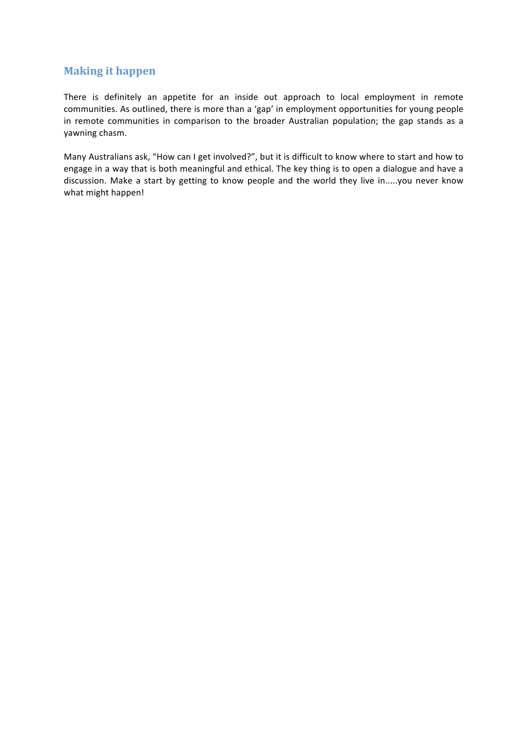## Making it happen

There is definitely an appetite for an inside out approach to local employment in remote communities. As outlined, there is more than a 'gap' in employment opportunities for young people in remote communities in comparison to the broader Australian population; the gap stands as a yawning chasm.

Many Australians ask, "How can I get involved?", but it is difficult to know where to start and how to engage in a way that is both meaningful and ethical. The key thing is to open a dialogue and have a discussion. Make a start by getting to know people and the world they live in.....you never know what might happen!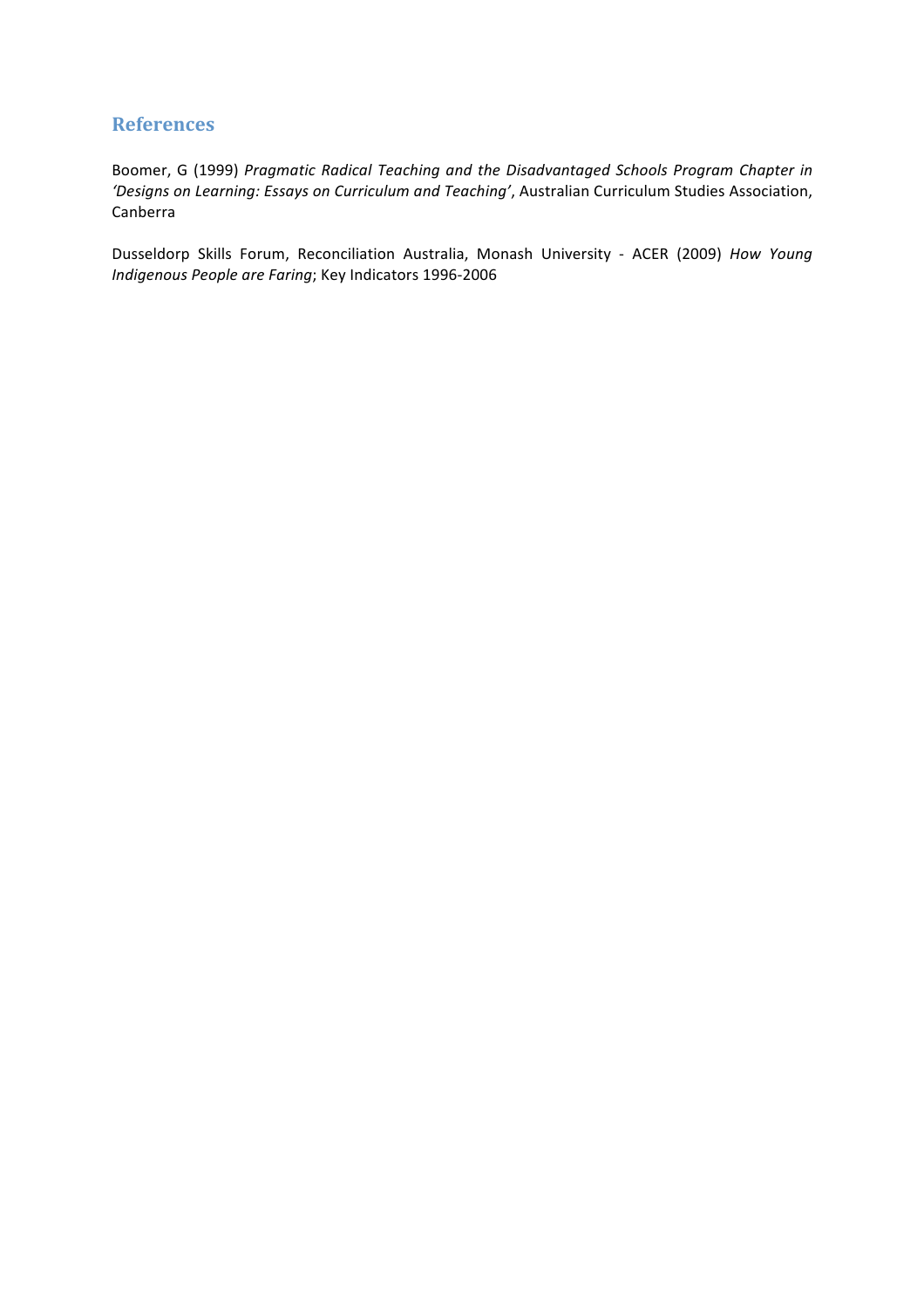## References

Boomer, G (1999) *Pragmatic Radical Teaching and the Disadvantaged Schools Program Chapter in 'Designs on Learning: Essays on Curriculum and Teaching'*, Australian Curriculum Studies Association, Canberra

Dusseldorp Skills Forum, Reconciliation Australia, Monash University - ACER (2009) *How Young Indigenous People are Faring*; Key Indicators 1996-2006